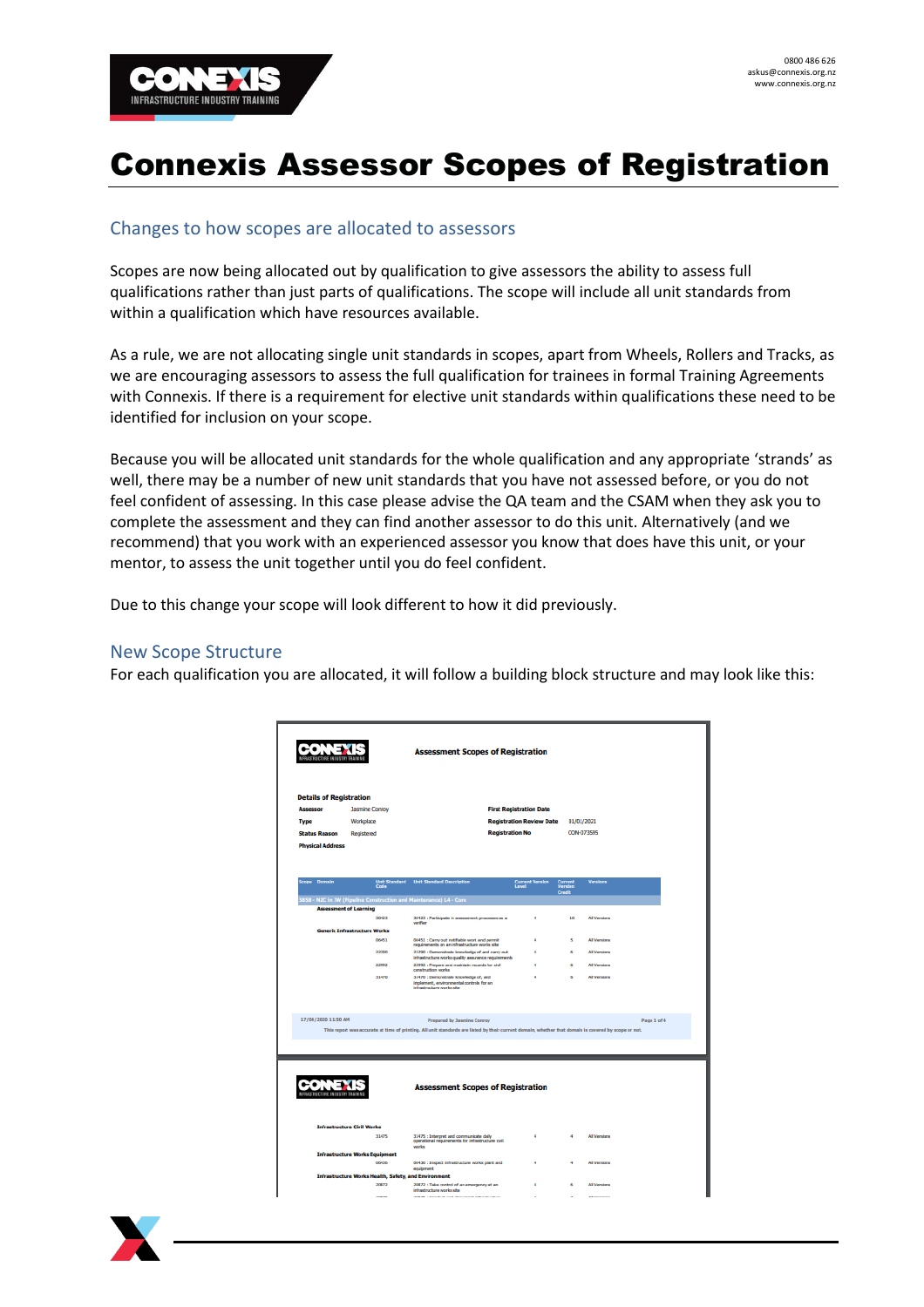0800 486 626
askus@connexis.org.nz
www.connexis.org.nz

# Connexis Assessor Scopes of Registration

## Changes to how scopes are allocated to assessors

Scopes are now being allocated out by qualification to give assessors the ability to assess full qualifications rather than just parts of qualifications. The scope will include all unit standards from within a qualification which have resources available.

As a rule, we are not allocating single unit standards in scopes, apart from Wheels, Rollers and Tracks, as we are encouraging assessors to assess the full qualification for trainees in formal Training Agreements with Connexis. If there is a requirement for elective unit standards within qualifications these need to be identified for inclusion on your scope.

Because you will be allocated unit standards for the whole qualification and any appropriate 'strands' as well, there may be a number of new unit standards that you have not assessed before, or you do not feel confident of assessing. In this case please advise the QA team and the CSAM when they ask you to complete the assessment and they can find another assessor to do this unit. Alternatively (and we recommend) that you work with an experienced assessor you know that does have this unit, or your mentor, to assess the unit together until you do feel confident.

Due to this change your scope will look different to how it did previously.

## New Scope Structure

For each qualification you are allocated, it will follow a building block structure and may look like this: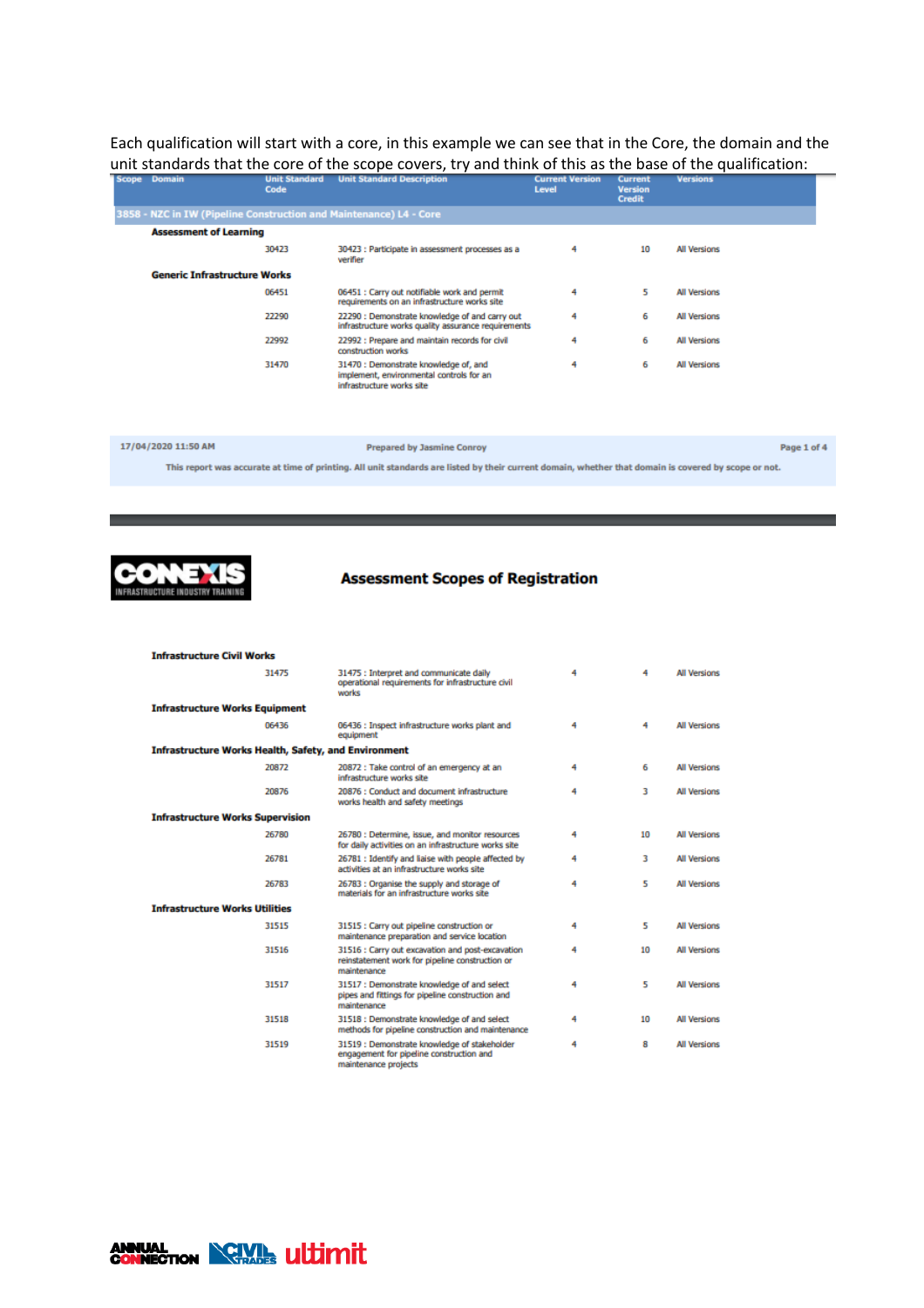Each qualification will start with a core, in this example we can see that in the Core, the domain and the unit standards that the core of the scope covers, try and think of this as the base of the qualification:

| Scope | Domain | Unit Standard Code | Unit Standard Description | Current Version Level | Current Version Credit | Versions |
|---|---|---|---|---|---|---|
| 3858 - NZC in IW (Pipeline Construction and Maintenance) L4 - Core | | | | | | |
| | **Assessment of Learning** | | | | | |
| | | 30423 | 30423 : Participate in assessment processes as a verifier | 4 | 10 | All Versions |
| | **Generic Infrastructure Works** | | | | | |
| | | 06451 | 06451 : Carry out notifiable work and permit requirements on an infrastructure works site | 4 | 5 | All Versions |
| | | 22290 | 22290 : Demonstrate knowledge of and carry out infrastructure works quality assurance requirements | 4 | 6 | All Versions |
| | | 22992 | 22992 : Prepare and maintain records for civil construction works | 4 | 6 | All Versions |
| | | 31470 | 31470 : Demonstrate knowledge of, and implement, environmental controls for an infrastructure works site | 4 | 6 | All Versions |
| | **Infrastructure Civil Works** | | | | | |
| | | 31475 | 31475 : Interpret and communicate daily operational requirements for infrastructure civil works | 4 | 4 | All Versions |
| | **Infrastructure Works Equipment** | | | | | |
| | | 06436 | 06436 : Inspect infrastructure works plant and equipment | 4 | 4 | All Versions |
| | **Infrastructure Works Health, Safety, and Environment** | | | | | |
| | | 20872 | 20872 : Take control of an emergency at an infrastructure works site | 4 | 6 | All Versions |
| | | 20876 | 20876 : Conduct and document infrastructure works health and safety meetings | 4 | 3 | All Versions |
| | **Infrastructure Works Supervision** | | | | | |
| | | 26780 | 26780 : Determine, issue, and monitor resources for daily activities on an infrastructure works site | 4 | 10 | All Versions |
| | | 26781 | 26781 : Identify and liaise with people affected by activities at an infrastructure works site | 4 | 3 | All Versions |
| | | 26783 | 26783 : Organise the supply and storage of materials for an infrastructure works site | 4 | 5 | All Versions |
| | **Infrastructure Works Utilities** | | | | | |
| | | 31515 | 31515 : Carry out pipeline construction or maintenance preparation and service location | 4 | 5 | All Versions |
| | | 31516 | 31516 : Carry out excavation and post-excavation reinstatement work for pipeline construction or maintenance | 4 | 10 | All Versions |
| | | 31517 | 31517 : Demonstrate knowledge of and select pipes and fittings for pipeline construction and maintenance | 4 | 5 | All Versions |
| | | 31518 | 31518 : Demonstrate knowledge of and select methods for pipeline construction and maintenance | 4 | 10 | All Versions |
| | | 31519 | 31519 : Demonstrate knowledge of stakeholder engagement for pipeline construction and maintenance projects | 4 | 8 | All Versions |

17/04/2020 11:50 AM — Prepared by Jasmine Conroy

This report was accurate at time of printing. All unit standards are listed by their current domain, whether that domain is covered by scope or not.

CONNEXIS INFRASTRUCTURE INDUSTRY TRAINING

## Assessment Scopes of Registration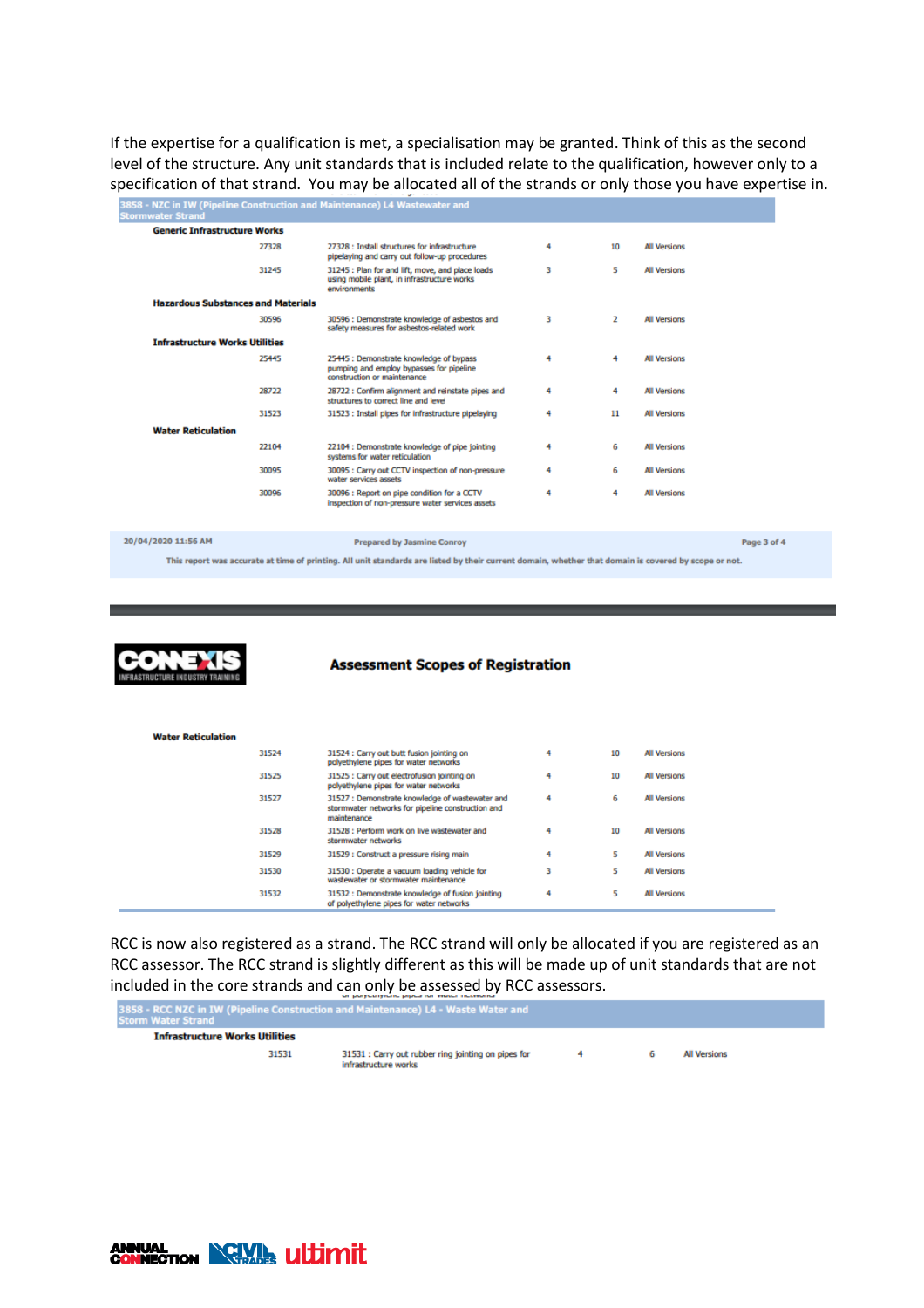If the expertise for a qualification is met, a specialisation may be granted. Think of this as the second level of the structure. Any unit standards that is included relate to the qualification, however only to a specification of that strand. You may be allocated all of the strands or only those you have expertise in.

**3858 - NZC in IW (Pipeline Construction and Maintenance) L4 Wastewater and Stormwater Strand**

| | | | | | |
|---|---|---|---|---|---|
| **Generic Infrastructure Works** | | | | | |
| | 27328 | 27328 : Install structures for infrastructure pipelaying and carry out follow-up procedures | 4 | 10 | All Versions |
| | 31245 | 31245 : Plan for and lift, move, and place loads using mobile plant, in infrastructure works environments | 3 | 5 | All Versions |
| **Hazardous Substances and Materials** | | | | | |
| | 30596 | 30596 : Demonstrate knowledge of asbestos and safety measures for asbestos-related work | 3 | 2 | All Versions |
| **Infrastructure Works Utilities** | | | | | |
| | 25445 | 25445 : Demonstrate knowledge of bypass pumping and employ bypasses for pipeline construction or maintenance | 4 | 4 | All Versions |
| | 28722 | 28722 : Confirm alignment and reinstate pipes and structures to correct line and level | 4 | 4 | All Versions |
| | 31523 | 31523 : Install pipes for infrastructure pipelaying | 4 | 11 | All Versions |
| **Water Reticulation** | | | | | |
| | 22104 | 22104 : Demonstrate knowledge of pipe jointing systems for water reticulation | 4 | 6 | All Versions |
| | 30095 | 30095 : Carry out CCTV inspection of non-pressure water services assets | 4 | 6 | All Versions |
| | 30096 | 30096 : Report on pipe condition for a CCTV inspection of non-pressure water services assets | 4 | 4 | All Versions |
| | 31524 | 31524 : Carry out butt fusion jointing on polyethylene pipes for water networks | 4 | 10 | All Versions |
| | 31525 | 31525 : Carry out electrofusion jointing on polyethylene pipes for water networks | 4 | 10 | All Versions |
| | 31527 | 31527 : Demonstrate knowledge of wastewater and stormwater networks for pipeline construction and maintenance | 4 | 6 | All Versions |
| | 31528 | 31528 : Perform work on live wastewater and stormwater networks | 4 | 10 | All Versions |
| | 31529 | 31529 : Construct a pressure rising main | 4 | 5 | All Versions |
| | 31530 | 31530 : Operate a vacuum loading vehicle for wastewater or stormwater maintenance | 3 | 5 | All Versions |
| | 31532 | 31532 : Demonstrate knowledge of fusion jointing of polyethylene pipes for water networks | 4 | 5 | All Versions |

20/04/2020 11:56 AM — Prepared by Jasmine Conroy

This report was accurate at time of printing. All unit standards are listed by their current domain, whether that domain is covered by scope or not.

CONNEXIS INFRASTRUCTURE INDUSTRY TRAINING

**Assessment Scopes of Registration**

RCC is now also registered as a strand. The RCC strand will only be allocated if you are registered as an RCC assessor. The RCC strand is slightly different as this will be made up of unit standards that are not included in the core strands and can only be assessed by RCC assessors.

**3858 - RCC NZC in IW (Pipeline Construction and Maintenance) L4 - Waste Water and Storm Water Strand**

| | | | | | |
|---|---|---|---|---|---|
| **Infrastructure Works Utilities** | | | | | |
| | 31531 | 31531 : Carry out rubber ring jointing on pipes for infrastructure works | 4 | 6 | All Versions |